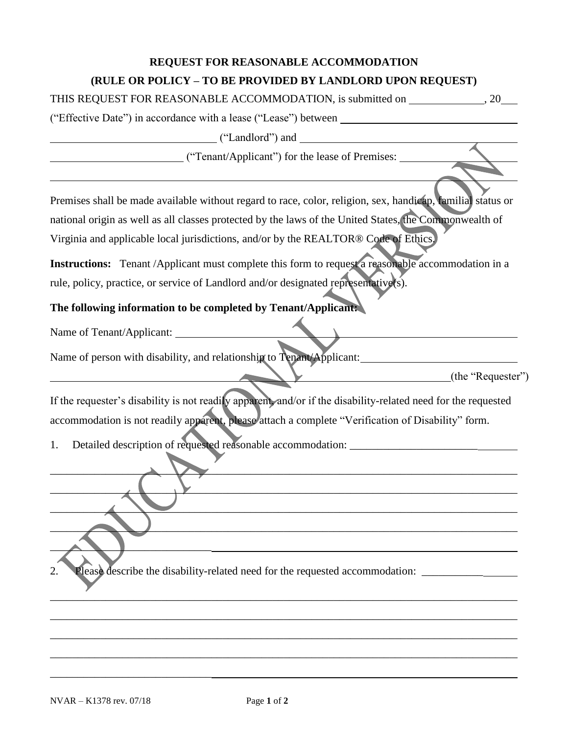**REQUEST FOR REASONABLE ACCOMMODATION**

**(RULE OR POLICY – TO BE PROVIDED BY LANDLORD UPON REQUEST)**

THIS REQUEST FOR REASONABLE ACCOMMODATION, is submitted on _____________, 20___ ("Effective Date") in accordance with a lease ("Lease") between ________________________________ ________________________________ ("Landlord") and ________________________________ ________________________ ("Tenant/Applicant") for the lease of Premises: ____________________ ____________________________________________________________________________

Premises shall be made available without regard to race, color, religion, sex, handicap, familial status or national origin as well as all classes protected by the laws of the United States, the Commonwealth of Virginia and applicable local jurisdictions, and/or by the REALTOR® Code of Ethics.

**Instructions:** Tenant /Applicant must complete this form to request a reasonable accommodation in a rule, policy, practice, or service of Landlord and/or designated representative(s).

**The following information to be completed by Tenant/Applicant:**

Name of Tenant/Applicant: ____________________________________________________________

Name of person with disability, and relationship to Tenant/Applicant: ____________________________ ________________________________________________________________________(the "Requester")

If the requester's disability is not readily apparent, and/or if the disability-related need for the requested accommodation is not readily apparent, please attach a complete "Verification of Disability" form.

1. Detailed description of requested reasonable accommodation: ______________________________

____________________________________________________________________________

____________________________________________________________________________

____________________________________________________________________________

____________________________________________________________________________

____________________________________________________________________________

2. Please describe the disability-related need for the requested accommodation: _________________

____________________________________________________________________________

____________________________________________________________________________

____________________________________________________________________________

____________________________________________________________________________

____________________________________________________________________________

NVAR – K1378 rev. 07/18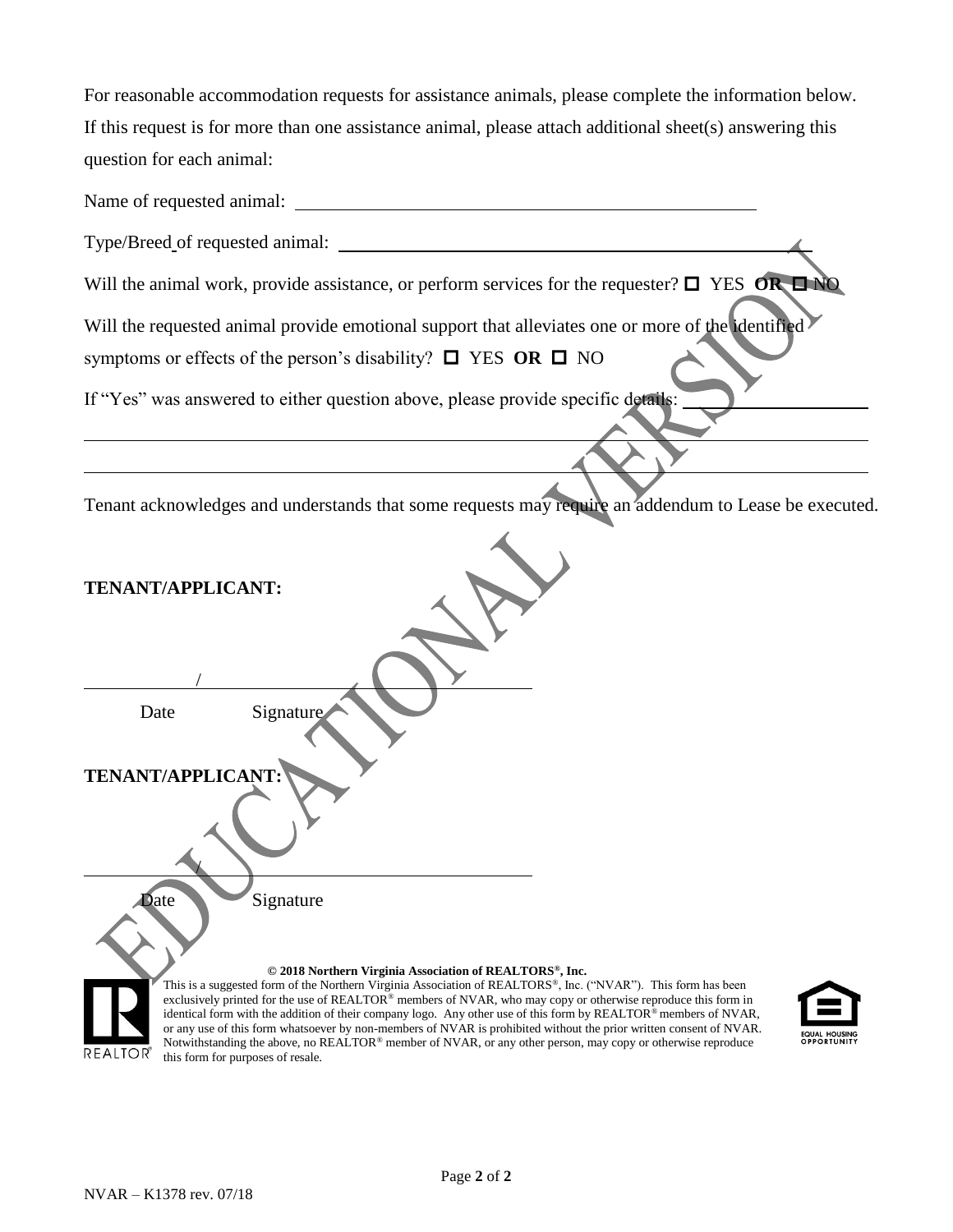For reasonable accommodation requests for assistance animals, please complete the information below. If this request is for more than one assistance animal, please attach additional sheet(s) answering this question for each animal:

Name of requested animal: ______________________________________________

Type/Breed of requested animal: ______________________________________________

Will the animal work, provide assistance, or perform services for the requester? ☐ YES **OR** ☐ NO

Will the requested animal provide emotional support that alleviates one or more of the identified symptoms or effects of the person's disability? ☐ YES **OR** ☐ NO

If "Yes" was answered to either question above, please provide specific details: ____________________

______________________________________________________________________________

______________________________________________________________________________

Tenant acknowledges and understands that some requests may require an addendum to Lease be executed.

**TENANT/APPLICANT:**

_______________ / _______________________________

Date Signature

**TENANT/APPLICANT:**

_______________ / _______________________________

Date Signature

EDUCATIONAL VERSION

**© 2018 Northern Virginia Association of REALTORS®, Inc.**

This is a suggested form of the Northern Virginia Association of REALTORS®, Inc. ("NVAR"). This form has been exclusively printed for the use of REALTOR® members of NVAR, who may copy or otherwise reproduce this form in identical form with the addition of their company logo. Any other use of this form by REALTOR® members of NVAR, or any use of this form whatsoever by non-members of NVAR is prohibited without the prior written consent of NVAR. Notwithstanding the above, no REALTOR® member of NVAR, or any other person, may copy or otherwise reproduce this form for purposes of resale.

NVAR – K1378 rev. 07/18